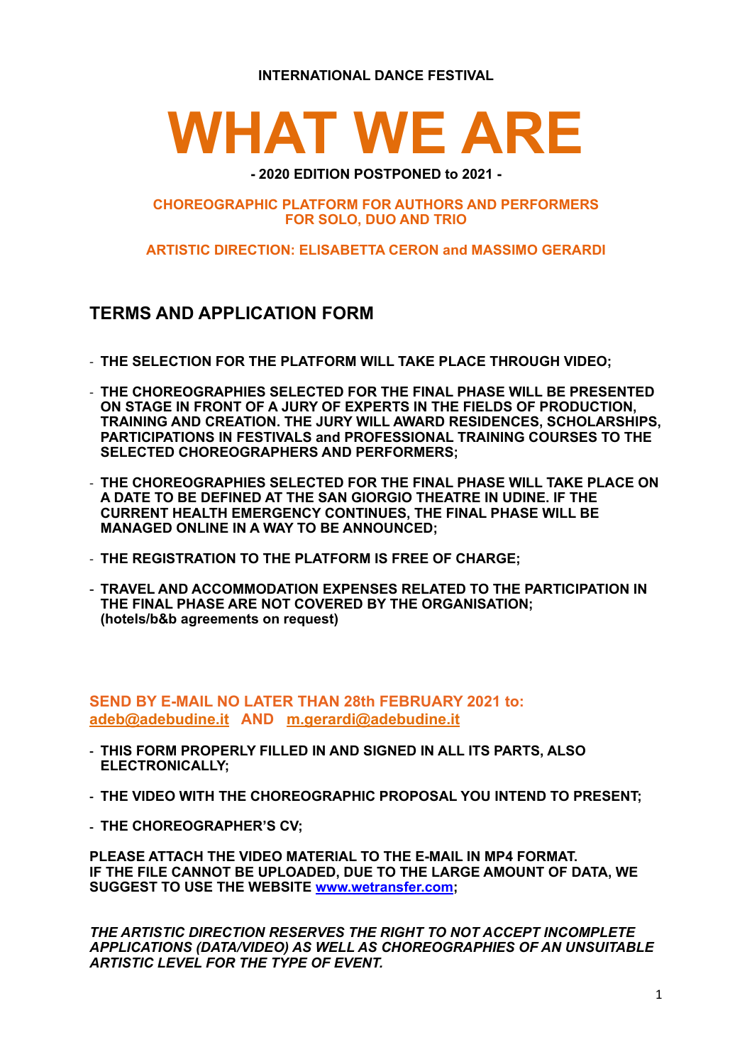**INTERNATIONAL DANCE FESTIVAL**

# WHAT WE ARE

**- 2020 EDITION POSTPONED to 2021 -**

**CHOREOGRAPHIC PLATFORM FOR AUTHORS AND PERFORMERS FOR SOLO, DUO AND TRIO**

**ARTISTIC DIRECTION: ELISABETTA CERON and MASSIMO GERARDI**

## TERMS AND APPLICATION FORM

- **THE SELECTION FOR THE PLATFORM WILL TAKE PLACE THROUGH VIDEO;**
- **THE CHOREOGRAPHIES SELECTED FOR THE FINAL PHASE WILL BE PRESENTED ON STAGE IN FRONT OF A JURY OF EXPERTS IN THE FIELDS OF PRODUCTION, TRAINING AND CREATION. THE JURY WILL AWARD RESIDENCES, SCHOLARSHIPS, PARTICIPATIONS IN FESTIVALS and PROFESSIONAL TRAINING COURSES TO THE SELECTED CHOREOGRAPHERS AND PERFORMERS;**
- **THE CHOREOGRAPHIES SELECTED FOR THE FINAL PHASE WILL TAKE PLACE ON A DATE TO BE DEFINED AT THE SAN GIORGIO THEATRE IN UDINE. IF THE CURRENT HEALTH EMERGENCY CONTINUES, THE FINAL PHASE WILL BE MANAGED ONLINE IN A WAY TO BE ANNOUNCED;**
- **THE REGISTRATION TO THE PLATFORM IS FREE OF CHARGE;**
- **TRAVEL AND ACCOMMODATION EXPENSES RELATED TO THE PARTICIPATION IN THE FINAL PHASE ARE NOT COVERED BY THE ORGANISATION; (hotels/b&b agreements on request)**

**SEND BY E-MAIL NO LATER THAN 28th FEBRUARY 2021 to: adeb@adebudine.it AND m.gerardi@adebudine.it**

- **THIS FORM PROPERLY FILLED IN AND SIGNED IN ALL ITS PARTS, ALSO ELECTRONICALLY;**
- **THE VIDEO WITH THE CHOREOGRAPHIC PROPOSAL YOU INTEND TO PRESENT;**
- **THE CHOREOGRAPHER'S CV;**

**PLEASE ATTACH THE VIDEO MATERIAL TO THE E-MAIL IN MP4 FORMAT. IF THE FILE CANNOT BE UPLOADED, DUE TO THE LARGE AMOUNT OF DATA, WE SUGGEST TO USE THE WEBSITE www.wetransfer.com;**

***THE ARTISTIC DIRECTION RESERVES THE RIGHT TO NOT ACCEPT INCOMPLETE APPLICATIONS (DATA/VIDEO) AS WELL AS CHOREOGRAPHIES OF AN UNSUITABLE ARTISTIC LEVEL FOR THE TYPE OF EVENT.***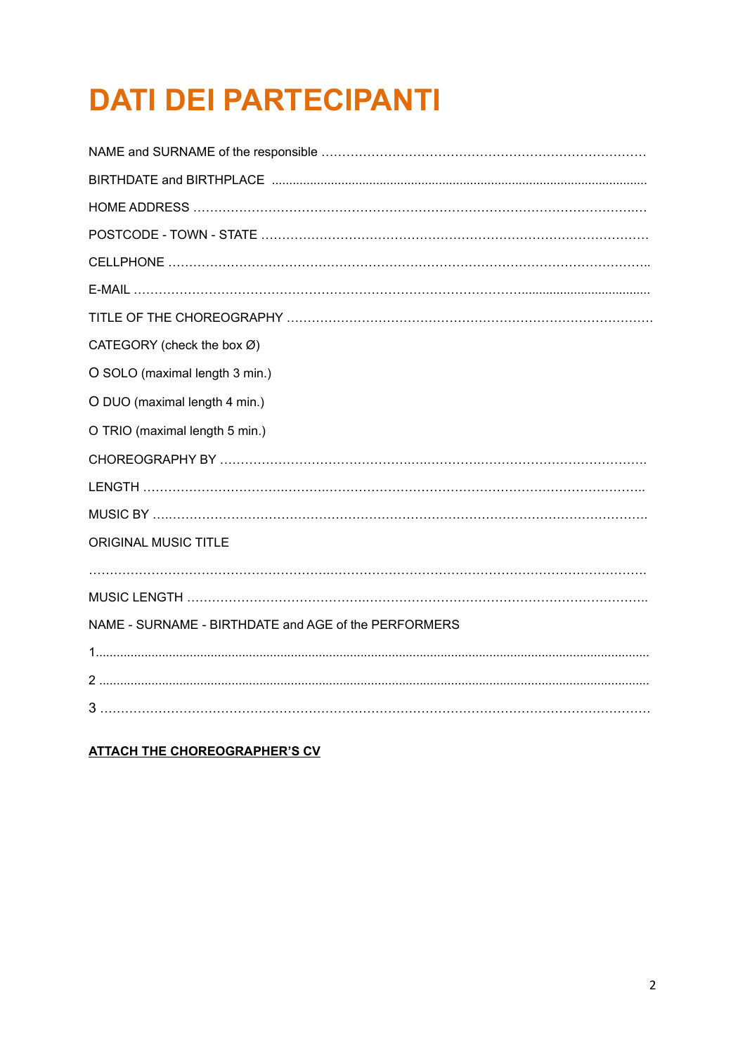# DATI DEI PARTECIPANTI

NAME and SURNAME of the responsible ……………………………………………………………………

BIRTHDATE and BIRTHPLACE ……………………………………………………………………………

HOME ADDRESS ………………………………………………………………………………………….

POSTCODE - TOWN - STATE …………………………………………………………………………

CELLPHONE ……………………………………………………………………………………………..

E-MAIL ……………………………………………………………………………………………………

TITLE OF THE CHOREOGRAPHY ………………………………………………………………………

CATEGORY (check the box Ø)

O SOLO (maximal length 3 min.)

O DUO (maximal length 4 min.)

O TRIO (maximal length 5 min.)

CHOREOGRAPHY BY ……………………………………………………………………………………

LENGTH ……………………………………………………………………………………………………..

MUSIC BY ……………………………………………………………………………………………………

ORIGINAL MUSIC TITLE

……………………………………………………………………………………………………………………

MUSIC LENGTH ……………………………………………………………………………………………..

NAME - SURNAME - BIRTHDATE and AGE of the PERFORMERS

1……………………………………………………………………………………………………………

2 ……………………………………………………………………………………………………………

3 ……………………………………………………………………………………………………………

**ATTACH THE CHOREOGRAPHER'S CV**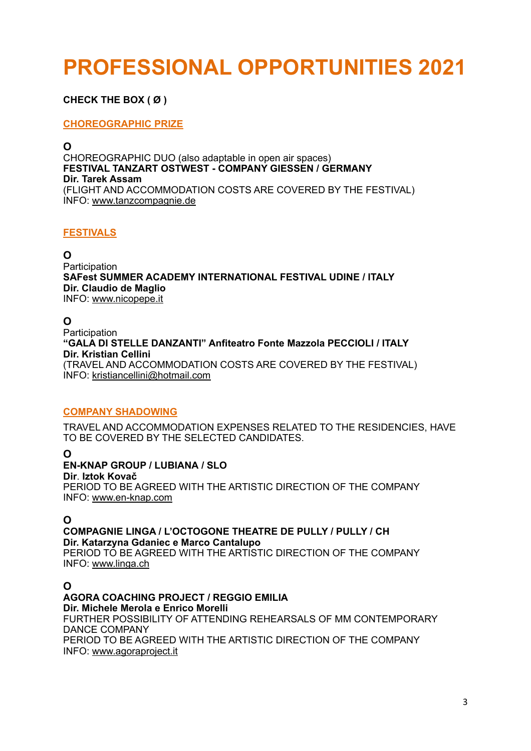# PROFESSIONAL OPPORTUNITIES 2021

**CHECK THE BOX ( Ø )**

## CHOREOGRAPHIC PRIZE

**O**
CHOREOGRAPHIC DUO (also adaptable in open air spaces)
**FESTIVAL TANZART OSTWEST - COMPANY GIESSEN / GERMANY**
**Dir. Tarek Assam**
(FLIGHT AND ACCOMMODATION COSTS ARE COVERED BY THE FESTIVAL)
INFO: www.tanzcompagnie.de

## FESTIVALS

**O**
Participation
**SAFest SUMMER ACADEMY INTERNATIONAL FESTIVAL UDINE / ITALY**
**Dir. Claudio de Maglio**
INFO: www.nicopepe.it

**O**
Participation
**"GALA DI STELLE DANZANTI" Anfiteatro Fonte Mazzola PECCIOLI / ITALY**
**Dir. Kristian Cellini**
(TRAVEL AND ACCOMMODATION COSTS ARE COVERED BY THE FESTIVAL)
INFO: kristiancellini@hotmail.com

## COMPANY SHADOWING

TRAVEL AND ACCOMMODATION EXPENSES RELATED TO THE RESIDENCIES, HAVE TO BE COVERED BY THE SELECTED CANDIDATES.

**O**
**EN-KNAP GROUP / LUBIANA / SLO**
**Dir. Iztok Kovač**
PERIOD TO BE AGREED WITH THE ARTISTIC DIRECTION OF THE COMPANY
INFO: www.en-knap.com

**O**
**COMPAGNIE LINGA / L'OCTOGONE THEATRE DE PULLY / PULLY / CH**
**Dir. Katarzyna Gdaniec e Marco Cantalupo**
PERIOD TO BE AGREED WITH THE ARTISTIC DIRECTION OF THE COMPANY
INFO: www.linga.ch

**O**
**AGORA COACHING PROJECT / REGGIO EMILIA**
**Dir. Michele Merola e Enrico Morelli**
FURTHER POSSIBILITY OF ATTENDING REHEARSALS OF MM CONTEMPORARY DANCE COMPANY
PERIOD TO BE AGREED WITH THE ARTISTIC DIRECTION OF THE COMPANY
INFO: www.agoraproject.it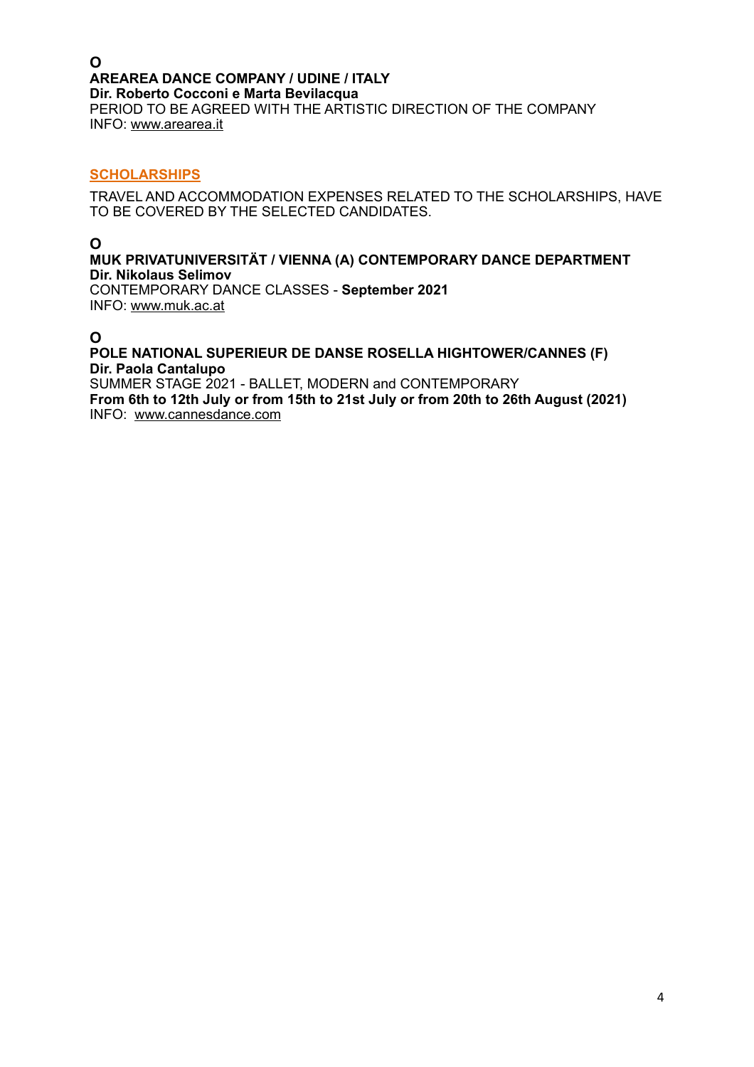**O**

**AREAREA DANCE COMPANY / UDINE / ITALY**
**Dir. Roberto Cocconi e Marta Bevilacqua**
PERIOD TO BE AGREED WITH THE ARTISTIC DIRECTION OF THE COMPANY
INFO: www.arearea.it

## SCHOLARSHIPS

TRAVEL AND ACCOMMODATION EXPENSES RELATED TO THE SCHOLARSHIPS, HAVE TO BE COVERED BY THE SELECTED CANDIDATES.

**O**

**MUK PRIVATUNIVERSITÄT / VIENNA (A) CONTEMPORARY DANCE DEPARTMENT**
**Dir. Nikolaus Selimov**
CONTEMPORARY DANCE CLASSES - **September 2021**
INFO: www.muk.ac.at

**O**

**POLE NATIONAL SUPERIEUR DE DANSE ROSELLA HIGHTOWER/CANNES (F)**
**Dir. Paola Cantalupo**
SUMMER STAGE 2021 - BALLET, MODERN and CONTEMPORARY
**From 6th to 12th July or from 15th to 21st July or from 20th to 26th August (2021)**
INFO: www.cannesdance.com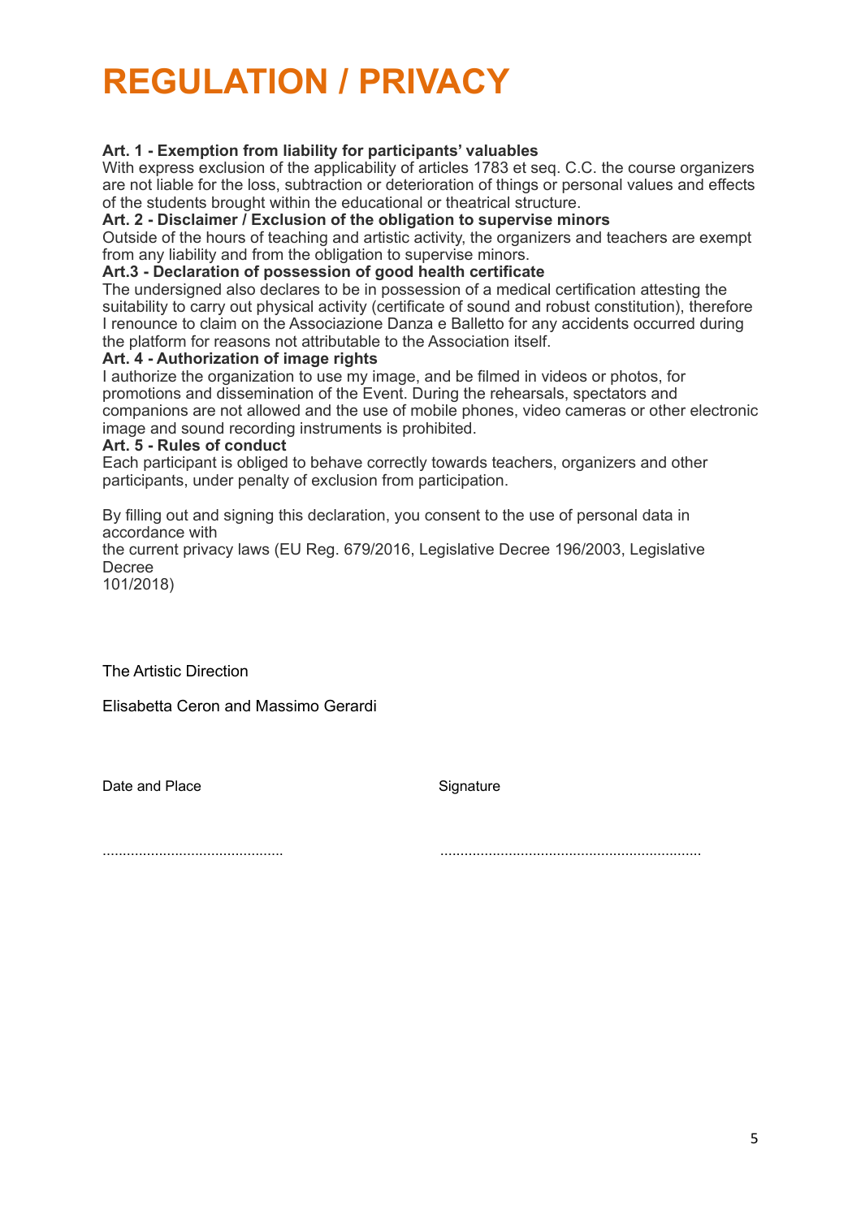# REGULATION / PRIVACY

**Art. 1 - Exemption from liability for participants' valuables**
With express exclusion of the applicability of articles 1783 et seq. C.C. the course organizers are not liable for the loss, subtraction or deterioration of things or personal values and effects of the students brought within the educational or theatrical structure.

**Art. 2 - Disclaimer / Exclusion of the obligation to supervise minors**
Outside of the hours of teaching and artistic activity, the organizers and teachers are exempt from any liability and from the obligation to supervise minors.

**Art.3 - Declaration of possession of good health certificate**
The undersigned also declares to be in possession of a medical certification attesting the suitability to carry out physical activity (certificate of sound and robust constitution), therefore I renounce to claim on the Associazione Danza e Balletto for any accidents occurred during the platform for reasons not attributable to the Association itself.

**Art. 4 - Authorization of image rights**
I authorize the organization to use my image, and be filmed in videos or photos, for promotions and dissemination of the Event. During the rehearsals, spectators and companions are not allowed and the use of mobile phones, video cameras or other electronic image and sound recording instruments is prohibited.

**Art. 5 - Rules of conduct**
Each participant is obliged to behave correctly towards teachers, organizers and other participants, under penalty of exclusion from participation.

By filling out and signing this declaration, you consent to the use of personal data in accordance with
the current privacy laws (EU Reg. 679/2016, Legislative Decree 196/2003, Legislative Decree
101/2018)

The Artistic Direction

Elisabetta Ceron and Massimo Gerardi

Date and Place ............................................

Signature ................................................................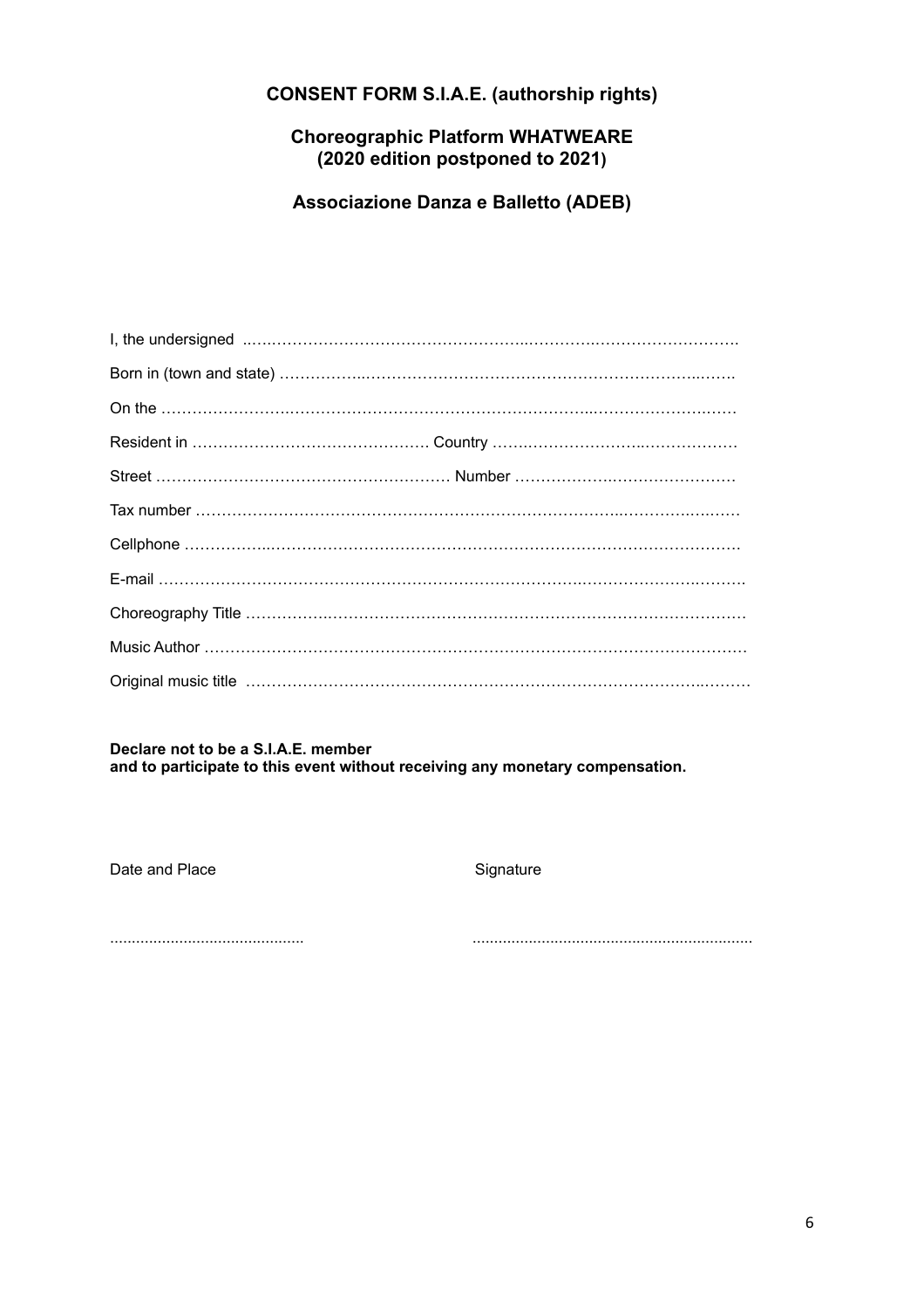## CONSENT FORM S.I.A.E. (authorship rights)

### Choreographic Platform WHATWEARE (2020 edition postponed to 2021)

### Associazione Danza e Balletto (ADEB)

I, the undersigned ……………………………………………………………………………………………

Born in (town and state) ……………………………………………………………………………………

On the ………………………………………………………………………………………………………

Resident in ……………………………………… Country ………………………………………………

Street ………………………………………………… Number ………………………………………

Tax number ………………………………………………………………………………………………

Cellphone …………………………………………………………………………………………………

E-mail ……………………………………………………………………………………………………

Choreography Title ………………………………………………………………………………………

Music Author ……………………………………………………………………………………………

Original music title ………………………………………………………………………………………

**Declare not to be a S.I.A.E. member and to participate to this event without receiving any monetary compensation.**

Date and Place ............................................

Signature ................................................................